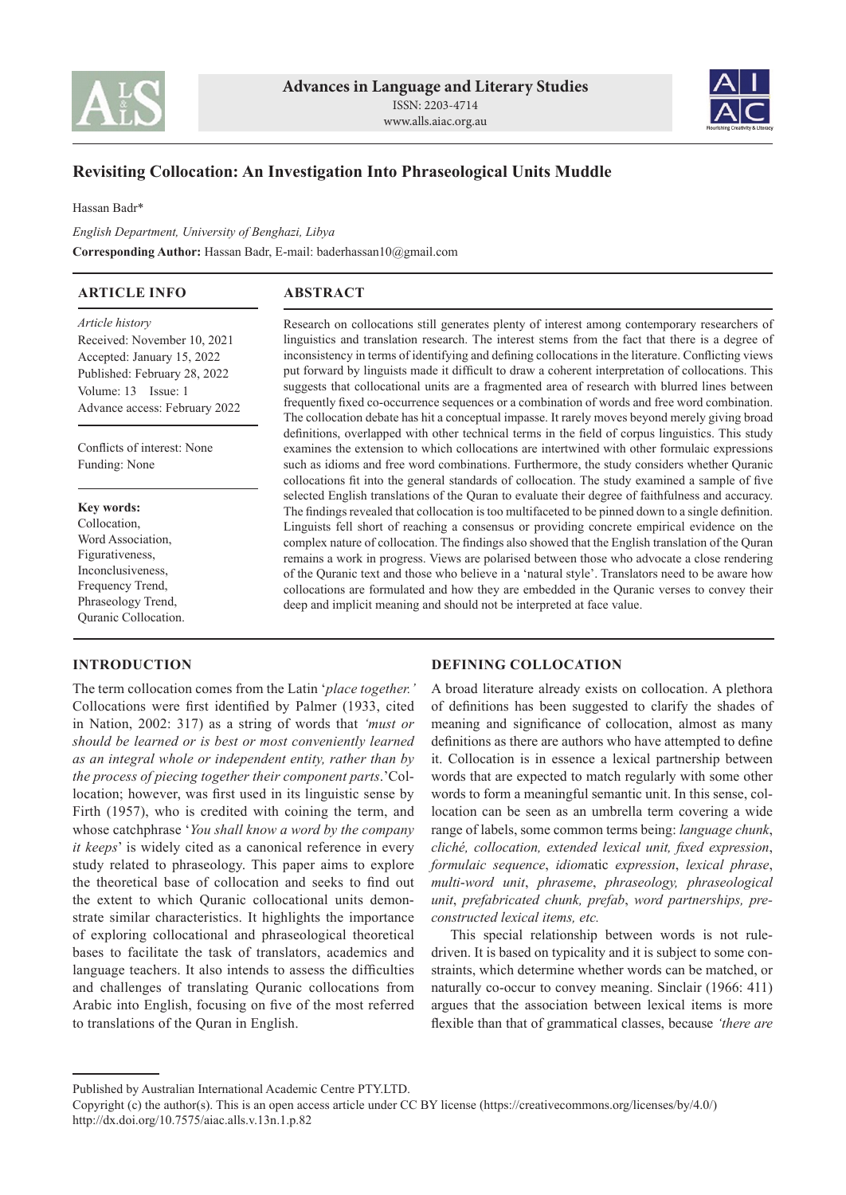# Revisiting Collocation: An Investigation Into Phraseological Units Muddle

Hassan Badr*

*English Department, University of Benghazi, Libya*

**Corresponding Author:** Hassan Badr, E-mail: baderhassan10@gmail.com

## ARTICLE INFO

*Article history*
Received: November 10, 2021
Accepted: January 15, 2022
Published: February 28, 2022
Volume: 13 Issue: 1
Advance access: February 2022

Conflicts of interest: None
Funding: None

**Key words:**
Collocation,
Word Association,
Figurativeness,
Inconclusiveness,
Frequency Trend,
Phraseology Trend,
Quranic Collocation.

## ABSTRACT

Research on collocations still generates plenty of interest among contemporary researchers of linguistics and translation research. The interest stems from the fact that there is a degree of inconsistency in terms of identifying and defining collocations in the literature. Conflicting views put forward by linguists made it difficult to draw a coherent interpretation of collocations. This suggests that collocational units are a fragmented area of research with blurred lines between frequently fixed co-occurrence sequences or a combination of words and free word combination. The collocation debate has hit a conceptual impasse. It rarely moves beyond merely giving broad definitions, overlapped with other technical terms in the field of corpus linguistics. This study examines the extension to which collocations are intertwined with other formulaic expressions such as idioms and free word combinations. Furthermore, the study considers whether Quranic collocations fit into the general standards of collocation. The study examined a sample of five selected English translations of the Quran to evaluate their degree of faithfulness and accuracy. The findings revealed that collocation is too multifaceted to be pinned down to a single definition. Linguists fell short of reaching a consensus or providing concrete empirical evidence on the complex nature of collocation. The findings also showed that the English translation of the Quran remains a work in progress. Views are polarised between those who advocate a close rendering of the Quranic text and those who believe in a 'natural style'. Translators need to be aware how collocations are formulated and how they are embedded in the Quranic verses to convey their deep and implicit meaning and should not be interpreted at face value.

## INTRODUCTION

The term collocation comes from the Latin '*place together.'* Collocations were first identified by Palmer (1933, cited in Nation, 2002: 317) as a string of words that *'must or should be learned or is best or most conveniently learned as an integral whole or independent entity, rather than by the process of piecing together their component parts*.'Collocation; however, was first used in its linguistic sense by Firth (1957), who is credited with coining the term, and whose catchphrase '*You shall know a word by the company it keeps*' is widely cited as a canonical reference in every study related to phraseology. This paper aims to explore the theoretical base of collocation and seeks to find out the extent to which Quranic collocational units demonstrate similar characteristics. It highlights the importance of exploring collocational and phraseological theoretical bases to facilitate the task of translators, academics and language teachers. It also intends to assess the difficulties and challenges of translating Quranic collocations from Arabic into English, focusing on five of the most referred to translations of the Quran in English.

## DEFINING COLLOCATION

A broad literature already exists on collocation. A plethora of definitions has been suggested to clarify the shades of meaning and significance of collocation, almost as many definitions as there are authors who have attempted to define it. Collocation is in essence a lexical partnership between words that are expected to match regularly with some other words to form a meaningful semantic unit. In this sense, collocation can be seen as an umbrella term covering a wide range of labels, some common terms being: *language chunk*, *cliché, collocation, extended lexical unit, fixed expression*, *formulaic sequence*, *idiom*atic *expression*, *lexical phrase*, *multi-word unit*, *phraseme*, *phraseology, phraseological unit*, *prefabricated chunk, prefab*, *word partnerships, pre-constructed lexical items, etc.*

This special relationship between words is not rule-driven. It is based on typicality and it is subject to some constraints, which determine whether words can be matched, or naturally co-occur to convey meaning. Sinclair (1966: 411) argues that the association between lexical items is more flexible than that of grammatical classes, because *'there are*

---

Published by Australian International Academic Centre PTY.LTD.
Copyright (c) the author(s). This is an open access article under CC BY license (https://creativecommons.org/licenses/by/4.0/)
http://dx.doi.org/10.7575/aiac.alls.v.13n.1.p.82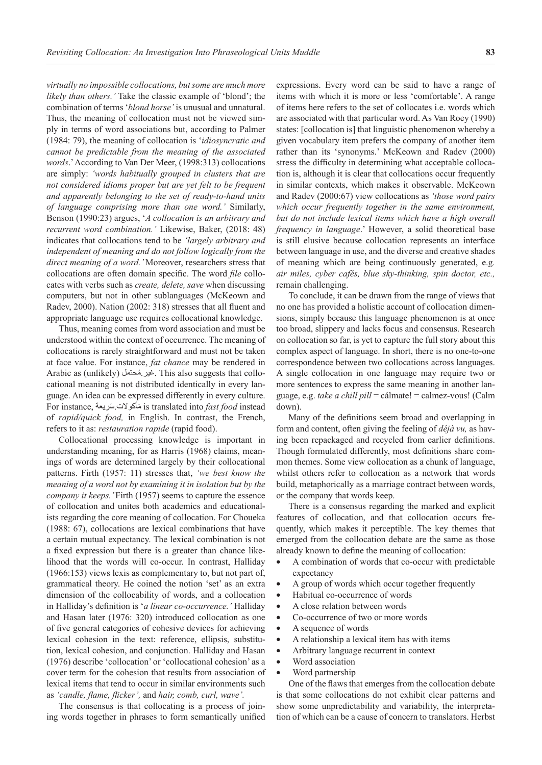*virtually no impossible collocations, but some are much more likely than others.'* Take the classic example of 'blond'; the combination of terms '*blond horse'* is unusual and unnatural. Thus, the meaning of collocation must not be viewed simply in terms of word associations but, according to Palmer (1984: 79), the meaning of collocation is '*idiosyncratic and cannot be predictable from the meaning of the associated words*.' According to Van Der Meer, (1998:313) collocations are simply: *'words habitually grouped in clusters that are not considered idioms proper but are yet felt to be frequent and apparently belonging to the set of ready-to-hand units of language comprising more than one word.'* Similarly, Benson (1990:23) argues, '*A collocation is an arbitrary and recurrent word combination.'* Likewise, Baker, (2018: 48) indicates that collocations tend to be *'largely arbitrary and independent of meaning and do not follow logically from the direct meaning of a word.'* Moreover, researchers stress that collocations are often domain specific. The word *file* collocates with verbs such as *create, delete, save* when discussing computers, but not in other sublanguages (McKeown and Radev, 2000). Nation (2002: 318) stresses that all fluent and appropriate language use requires collocational knowledge.

Thus, meaning comes from word association and must be understood within the context of occurrence. The meaning of collocations is rarely straightforward and must not be taken at face value. For instance, *fat chance* may be rendered in Arabic as (unlikely) غير.مُحتمل. This also suggests that collocational meaning is not distributed identically in every language. An idea can be expressed differently in every culture. For instance, مَأكولات.سَريعة is translated into *fast food* instead of *rapid/quick food,* in English. In contrast, the French, refers to it as: *restauration rapide* (rapid food).

Collocational processing knowledge is important in understanding meaning, for as Harris (1968) claims, meanings of words are determined largely by their collocational patterns. Firth (1957: 11) stresses that, *'we best know the meaning of a word not by examining it in isolation but by the company it keeps.'* Firth (1957) seems to capture the essence of collocation and unites both academics and educationalists regarding the core meaning of collocation. For Choueka (1988: 67), collocations are lexical combinations that have a certain mutual expectancy. The lexical combination is not a fixed expression but there is a greater than chance likelihood that the words will co-occur. In contrast, Halliday (1966:153) views lexis as complementary to, but not part of, grammatical theory. He coined the notion 'set' as an extra dimension of the collocability of words, and a collocation in Halliday's definition is '*a linear co-occurrence.'* Halliday and Hasan later (1976: 320) introduced collocation as one of five general categories of cohesive devices for achieving lexical cohesion in the text: reference, ellipsis, substitution, lexical cohesion, and conjunction. Halliday and Hasan (1976) describe 'collocation' or 'collocational cohesion' as a cover term for the cohesion that results from association of lexical items that tend to occur in similar environments such as *'candle, flame, flicker',* and *hair, comb, curl, wave'.*

The consensus is that collocating is a process of joining words together in phrases to form semantically unified expressions. Every word can be said to have a range of items with which it is more or less 'comfortable'. A range of items here refers to the set of collocates i.e. words which are associated with that particular word. As Van Roey (1990) states: [collocation is] that linguistic phenomenon whereby a given vocabulary item prefers the company of another item rather than its 'synonyms.' McKeown and Radev (2000) stress the difficulty in determining what acceptable collocation is, although it is clear that collocations occur frequently in similar contexts, which makes it observable. McKeown and Radev (2000:67) view collocations as *'those word pairs which occur frequently together in the same environment, but do not include lexical items which have a high overall frequency in language*.' However, a solid theoretical base is still elusive because collocation represents an interface between language in use, and the diverse and creative shades of meaning which are being continuously generated, e.g. *air miles, cyber cafés, blue sky-thinking, spin doctor, etc.,* remain challenging.

To conclude, it can be drawn from the range of views that no one has provided a holistic account of collocation dimensions, simply because this language phenomenon is at once too broad, slippery and lacks focus and consensus. Research on collocation so far, is yet to capture the full story about this complex aspect of language. In short, there is no one-to-one correspondence between two collocations across languages. A single collocation in one language may require two or more sentences to express the same meaning in another language, e.g. *take a chill pill* = cálmate! = calmez-vous! (Calm down).

Many of the definitions seem broad and overlapping in form and content, often giving the feeling of *déjà vu,* as having been repackaged and recycled from earlier definitions. Though formulated differently, most definitions share common themes. Some view collocation as a chunk of language, whilst others refer to collocation as a network that words build, metaphorically as a marriage contract between words, or the company that words keep.

There is a consensus regarding the marked and explicit features of collocation, and that collocation occurs frequently, which makes it perceptible. The key themes that emerged from the collocation debate are the same as those already known to define the meaning of collocation:

- A combination of words that co-occur with predictable expectancy
- A group of words which occur together frequently
- Habitual co-occurrence of words
- A close relation between words
- Co-occurrence of two or more words
- A sequence of words
- A relationship a lexical item has with items
- Arbitrary language recurrent in context
- Word association
- Word partnership

One of the flaws that emerges from the collocation debate is that some collocations do not exhibit clear patterns and show some unpredictability and variability, the interpretation of which can be a cause of concern to translators. Herbst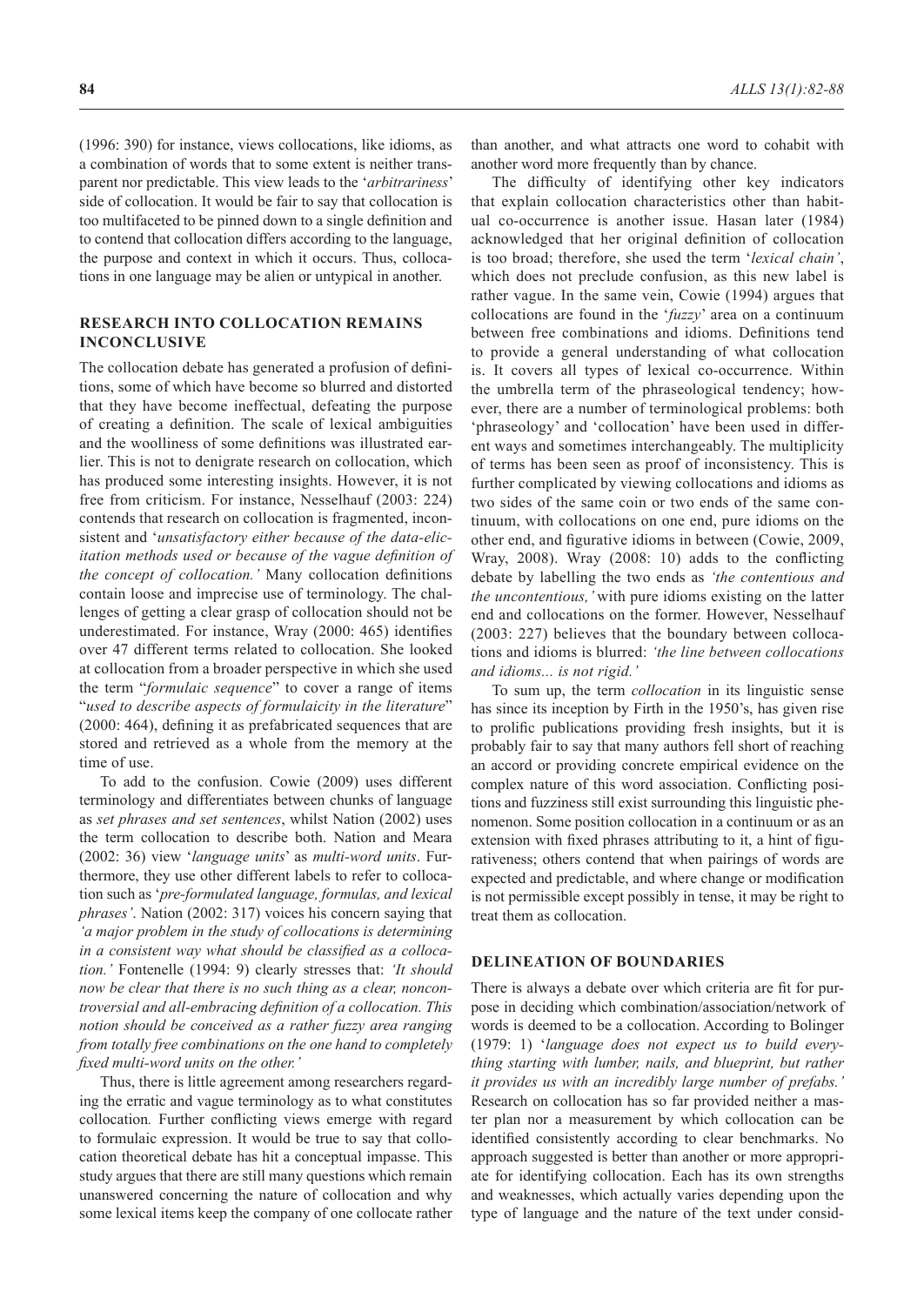(1996: 390) for instance, views collocations, like idioms, as a combination of words that to some extent is neither transparent nor predictable. This view leads to the '*arbitrariness*' side of collocation. It would be fair to say that collocation is too multifaceted to be pinned down to a single definition and to contend that collocation differs according to the language, the purpose and context in which it occurs. Thus, collocations in one language may be alien or untypical in another.

## RESEARCH INTO COLLOCATION REMAINS INCONCLUSIVE

The collocation debate has generated a profusion of definitions, some of which have become so blurred and distorted that they have become ineffectual, defeating the purpose of creating a definition. The scale of lexical ambiguities and the woolliness of some definitions was illustrated earlier. This is not to denigrate research on collocation, which has produced some interesting insights. However, it is not free from criticism. For instance, Nesselhauf (2003: 224) contends that research on collocation is fragmented, inconsistent and '*unsatisfactory either because of the data-elicitation methods used or because of the vague definition of the concept of collocation.*' Many collocation definitions contain loose and imprecise use of terminology. The challenges of getting a clear grasp of collocation should not be underestimated. For instance, Wray (2000: 465) identifies over 47 different terms related to collocation. She looked at collocation from a broader perspective in which she used the term "*formulaic sequence*" to cover a range of items "*used to describe aspects of formulaicity in the literature*" (2000: 464), defining it as prefabricated sequences that are stored and retrieved as a whole from the memory at the time of use.

To add to the confusion. Cowie (2009) uses different terminology and differentiates between chunks of language as *set phrases and set sentences*, whilst Nation (2002) uses the term collocation to describe both. Nation and Meara (2002: 36) view '*language units*' as *multi-word units*. Furthermore, they use other different labels to refer to collocation such as '*pre-formulated language, formulas, and lexical phrases'*. Nation (2002: 317) voices his concern saying that *'a major problem in the study of collocations is determining in a consistent way what should be classified as a collocation.'* Fontenelle (1994: 9) clearly stresses that: *'It should now be clear that there is no such thing as a clear, noncontroversial and all-embracing definition of a collocation. This notion should be conceived as a rather fuzzy area ranging from totally free combinations on the one hand to completely fixed multi-word units on the other.'*

Thus, there is little agreement among researchers regarding the erratic and vague terminology as to what constitutes collocation*.* Further conflicting views emerge with regard to formulaic expression. It would be true to say that collocation theoretical debate has hit a conceptual impasse. This study argues that there are still many questions which remain unanswered concerning the nature of collocation and why some lexical items keep the company of one collocate rather than another, and what attracts one word to cohabit with another word more frequently than by chance.

The difficulty of identifying other key indicators that explain collocation characteristics other than habitual co-occurrence is another issue. Hasan later (1984) acknowledged that her original definition of collocation is too broad; therefore, she used the term '*lexical chain'*, which does not preclude confusion, as this new label is rather vague. In the same vein, Cowie (1994) argues that collocations are found in the '*fuzzy*' area on a continuum between free combinations and idioms. Definitions tend to provide a general understanding of what collocation is. It covers all types of lexical co-occurrence. Within the umbrella term of the phraseological tendency; however, there are a number of terminological problems: both 'phraseology' and 'collocation' have been used in different ways and sometimes interchangeably. The multiplicity of terms has been seen as proof of inconsistency. This is further complicated by viewing collocations and idioms as two sides of the same coin or two ends of the same continuum, with collocations on one end, pure idioms on the other end, and figurative idioms in between (Cowie, 2009, Wray, 2008). Wray (2008: 10) adds to the conflicting debate by labelling the two ends as *'the contentious and the uncontentious,'* with pure idioms existing on the latter end and collocations on the former. However, Nesselhauf (2003: 227) believes that the boundary between collocations and idioms is blurred: *'the line between collocations and idioms... is not rigid.'*

To sum up, the term *collocation* in its linguistic sense has since its inception by Firth in the 1950's, has given rise to prolific publications providing fresh insights, but it is probably fair to say that many authors fell short of reaching an accord or providing concrete empirical evidence on the complex nature of this word association. Conflicting positions and fuzziness still exist surrounding this linguistic phenomenon. Some position collocation in a continuum or as an extension with fixed phrases attributing to it, a hint of figurativeness; others contend that when pairings of words are expected and predictable, and where change or modification is not permissible except possibly in tense, it may be right to treat them as collocation.

## DELINEATION OF BOUNDARIES

There is always a debate over which criteria are fit for purpose in deciding which combination/association/network of words is deemed to be a collocation. According to Bolinger (1979: 1) '*language does not expect us to build everything starting with lumber, nails, and blueprint, but rather it provides us with an incredibly large number of prefabs.'* Research on collocation has so far provided neither a master plan nor a measurement by which collocation can be identified consistently according to clear benchmarks. No approach suggested is better than another or more appropriate for identifying collocation. Each has its own strengths and weaknesses, which actually varies depending upon the type of language and the nature of the text under consid-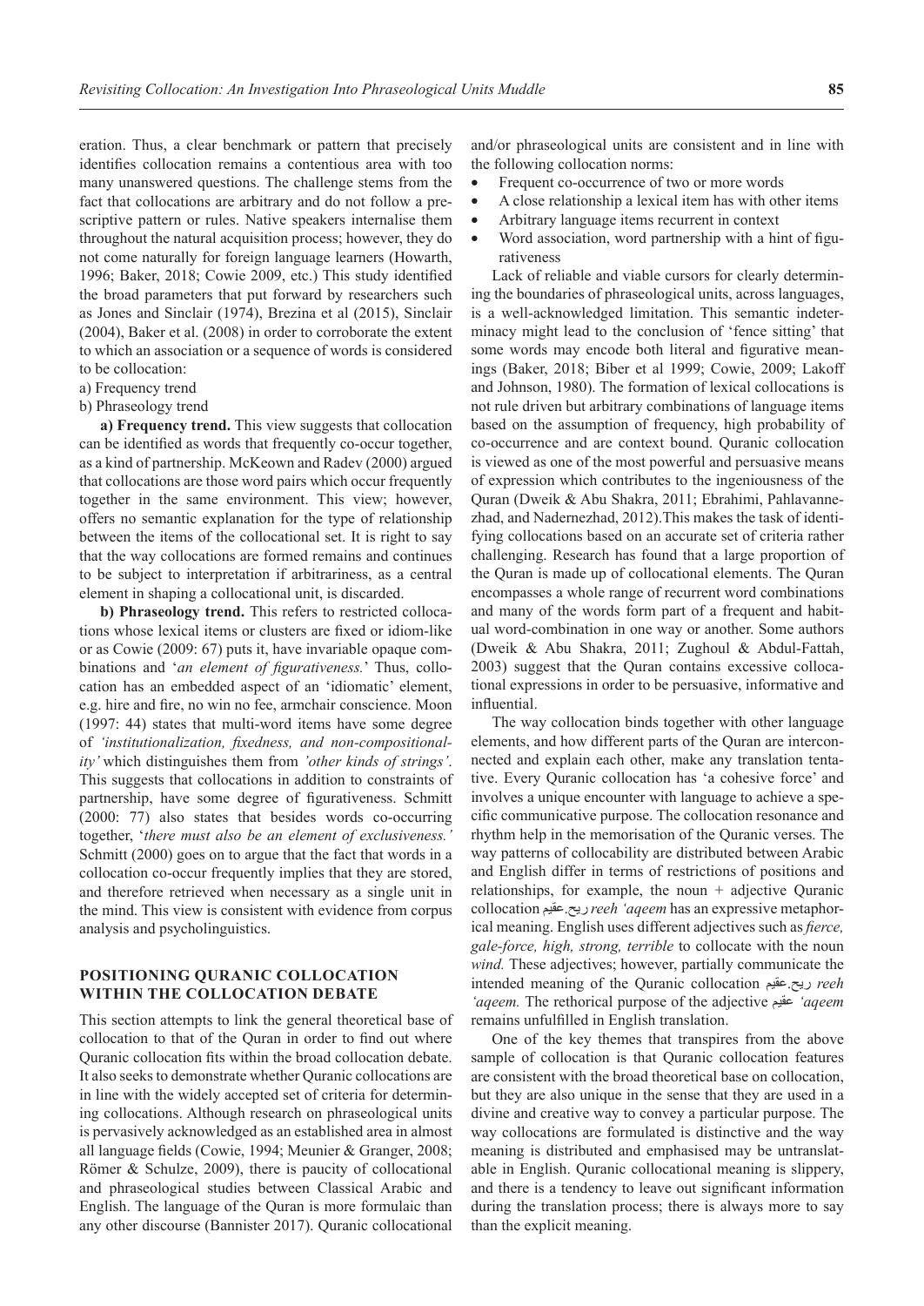eration. Thus, a clear benchmark or pattern that precisely identifies collocation remains a contentious area with too many unanswered questions. The challenge stems from the fact that collocations are arbitrary and do not follow a prescriptive pattern or rules. Native speakers internalise them throughout the natural acquisition process; however, they do not come naturally for foreign language learners (Howarth, 1996; Baker, 2018; Cowie 2009, etc.) This study identified the broad parameters that put forward by researchers such as Jones and Sinclair (1974), Brezina et al (2015), Sinclair (2004), Baker et al. (2008) in order to corroborate the extent to which an association or a sequence of words is considered to be collocation:

a) Frequency trend
b) Phraseology trend

**a) Frequency trend.** This view suggests that collocation can be identified as words that frequently co-occur together, as a kind of partnership. McKeown and Radev (2000) argued that collocations are those word pairs which occur frequently together in the same environment. This view; however, offers no semantic explanation for the type of relationship between the items of the collocational set. It is right to say that the way collocations are formed remains and continues to be subject to interpretation if arbitrariness, as a central element in shaping a collocational unit, is discarded.

**b) Phraseology trend.** This refers to restricted collocations whose lexical items or clusters are fixed or idiom-like or as Cowie (2009: 67) puts it, have invariable opaque combinations and '*an element of figurativeness.*' Thus, collocation has an embedded aspect of an 'idiomatic' element, e.g. hire and fire, no win no fee, armchair conscience. Moon (1997: 44) states that multi-word items have some degree of *'institutionalization, fixedness, and non-compositionality'* which distinguishes them from *'other kinds of strings'*. This suggests that collocations in addition to constraints of partnership, have some degree of figurativeness. Schmitt (2000: 77) also states that besides words co-occurring together, '*there must also be an element of exclusiveness.*' Schmitt (2000) goes on to argue that the fact that words in a collocation co-occur frequently implies that they are stored, and therefore retrieved when necessary as a single unit in the mind. This view is consistent with evidence from corpus analysis and psycholinguistics.

## POSITIONING QURANIC COLLOCATION WITHIN THE COLLOCATION DEBATE

This section attempts to link the general theoretical base of collocation to that of the Quran in order to find out where Quranic collocation fits within the broad collocation debate. It also seeks to demonstrate whether Quranic collocations are in line with the widely accepted set of criteria for determining collocations. Although research on phraseological units is pervasively acknowledged as an established area in almost all language fields (Cowie, 1994; Meunier & Granger, 2008; Römer & Schulze, 2009), there is paucity of collocational and phraseological studies between Classical Arabic and English. The language of the Quran is more formulaic than any other discourse (Bannister 2017). Quranic collocational and/or phraseological units are consistent and in line with the following collocation norms:

- Frequent co-occurrence of two or more words
- A close relationship a lexical item has with other items
- Arbitrary language items recurrent in context
- Word association, word partnership with a hint of figurativeness

Lack of reliable and viable cursors for clearly determining the boundaries of phraseological units, across languages, is a well-acknowledged limitation. This semantic indeterminacy might lead to the conclusion of 'fence sitting' that some words may encode both literal and figurative meanings (Baker, 2018; Biber et al 1999; Cowie, 2009; Lakoff and Johnson, 1980). The formation of lexical collocations is not rule driven but arbitrary combinations of language items based on the assumption of frequency, high probability of co-occurrence and are context bound. Quranic collocation is viewed as one of the most powerful and persuasive means of expression which contributes to the ingeniousness of the Quran (Dweik & Abu Shakra, 2011; Ebrahimi, Pahlavannezhad, and Nadernezhad, 2012).This makes the task of identifying collocations based on an accurate set of criteria rather challenging. Research has found that a large proportion of the Quran is made up of collocational elements. The Quran encompasses a whole range of recurrent word combinations and many of the words form part of a frequent and habitual word-combination in one way or another. Some authors (Dweik & Abu Shakra, 2011; Zughoul & Abdul-Fattah, 2003) suggest that the Quran contains excessive collocational expressions in order to be persuasive, informative and influential.

The way collocation binds together with other language elements, and how different parts of the Quran are interconnected and explain each other, make any translation tentative. Every Quranic collocation has 'a cohesive force' and involves a unique encounter with language to achieve a specific communicative purpose. The collocation resonance and rhythm help in the memorisation of the Quranic verses. The way patterns of collocability are distributed between Arabic and English differ in terms of restrictions of positions and relationships, for example, the noun + adjective Quranic collocation ريح عقيم *reeh 'aqeem* has an expressive metaphorical meaning. English uses different adjectives such as *fierce, gale-force, high, strong, terrible* to collocate with the noun *wind.* These adjectives; however, partially communicate the intended meaning of the Quranic collocation ريح عقيم *reeh 'aqeem.* The rethorical purpose of the adjective عقيم *'aqeem* remains unfulfilled in English translation.

One of the key themes that transpires from the above sample of collocation is that Quranic collocation features are consistent with the broad theoretical base on collocation, but they are also unique in the sense that they are used in a divine and creative way to convey a particular purpose. The way collocations are formulated is distinctive and the way meaning is distributed and emphasised may be untranslatable in English. Quranic collocational meaning is slippery, and there is a tendency to leave out significant information during the translation process; there is always more to say than the explicit meaning.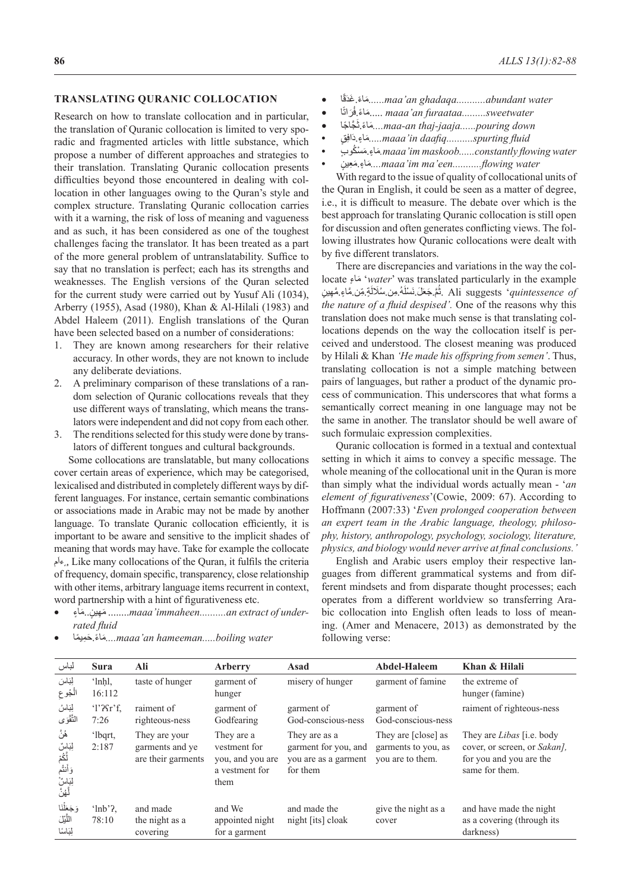## TRANSLATING QURANIC COLLOCATION

Research on how to translate collocation and in particular, the translation of Quranic collocation is limited to very sporadic and fragmented articles with little substance, which propose a number of different approaches and strategies to their translation. Translating Quranic collocation presents difficulties beyond those encountered in dealing with collocation in other languages owing to the Quran's style and complex structure. Translating Quranic collocation carries with it a warning, the risk of loss of meaning and vagueness and as such, it has been considered as one of the toughest challenges facing the translator. It has been treated as a part of the more general problem of untranslatability. Suffice to say that no translation is perfect; each has its strengths and weaknesses. The English versions of the Quran selected for the current study were carried out by Yusuf Ali (1034), Arberry (1955), Asad (1980), Khan & Al-Hilali (1983) and Abdel Haleem (2011). English translations of the Quran have been selected based on a number of considerations:

1. They are known among researchers for their relative accuracy. In other words, they are not known to include any deliberate deviations.
2. A preliminary comparison of these translations of a random selection of Quranic collocations reveals that they use different ways of translating, which means the translators were independent and did not copy from each other.
3. The renditions selected for this study were done by translators of different tongues and cultural backgrounds.

Some collocations are translatable, but many collocations cover certain areas of experience, which may be categorised, lexicalised and distributed in completely different ways by different languages. For instance, certain semantic combinations or associations made in Arabic may not be made by another language. To translate Quranic collocation efficiently, it is important to be aware and sensitive to the implicit shades of meaning that words may have. Take for example the collocate ماءٍ. Like many collocations of the Quran, it fulfils the criteria of frequency, domain specific, transparency, close relationship with other items, arbitrary language items recurrent in context, word partnership with a hint of figurativeness etc.

- مَاءٍ مَهِينٍ ........*maaa'immaheen..........an extract of underrated fluid*
- مَاءً حَمِيمًا....*maaa'an hameeman.....boiling water*
- مَاءً غَدَقًا......*maa'an ghadaqa...........abundant water*
- مَاءً فُرَاتًا..... *maaa'an furaataa.........sweetwater*
- مَاءً ثَجَّاجًا....*maa-an thaj-jaaja......pouring down*
- مَاءٍ دَافِقٍ.....*maaa'in daafiq..........spurting fluid*
- مَاءٍ مَسْكُوبٍ.*maaa'im maskoob......constantly flowing water*
- مَاءٍ مَعِينٍ....*maaa'im ma'een...........flowing water*

With regard to the issue of quality of collocational units of the Quran in English, it could be seen as a matter of degree, i.e., it is difficult to measure. The debate over which is the best approach for translating Quranic collocation is still open for discussion and often generates conflicting views. The following illustrates how Quranic collocations were dealt with by five different translators.

There are discrepancies and variations in the way the collocate مَاءٍ '*water*' was translated particularly in the example ثُمَّ جَعَلَ نَسْلَهُ مِن سُلَالَةٍ مِّن مَّاءٍ مَّهِينٍ. Ali suggests '*quintessence of the nature of a fluid despised'.* One of the reasons why this translation does not make much sense is that translating collocations depends on the way the collocation itself is perceived and understood. The closest meaning was produced by Hilali & Khan *'He made his offspring from semen'*. Thus, translating collocation is not a simple matching between pairs of languages, but rather a product of the dynamic process of communication. This underscores that what forms a semantically correct meaning in one language may not be the same in another. The translator should be well aware of such formulaic expression complexities.

Quranic collocation is formed in a textual and contextual setting in which it aims to convey a specific message. The whole meaning of the collocational unit in the Quran is more than simply what the individual words actually mean - '*an element of figurativeness*'(Cowie, 2009: 67). According to Hoffmann (2007:33) '*Even prolonged cooperation between an expert team in the Arabic language, theology, philosophy, history, anthropology, psychology, sociology, literature, physics, and biology would never arrive at final conclusions.'*

English and Arabic users employ their respective languages from different grammatical systems and from different mindsets and from disparate thought processes; each operates from a different worldview so transferring Arabic collocation into English often leads to loss of meaning. (Amer and Menacere, 2013) as demonstrated by the following verse:

| لباس | Sura | Ali | Arberry | Asad | Abdel-Haleem | Khan & Hilali |
|---|---|---|---|---|---|---|
| لِبَاسَ الْجُوعِ | 'lnḥl, 16:112 | taste of hunger | garment of hunger | misery of hunger | garment of famine | the extreme of hunger (famine) |
| لِبَاسُ التَّقْوَى | 'l'ʔʕr'f, 7:26 | raiment of righteous-ness | garment of Godfearing | garment of God-consciousness | garment of God-conscious-ness | raiment of righteous-ness |
| هُنَّ لِبَاسٌ لَّكُمْ وَأَنتُمْ لِبَاسٌ لَّهُنَّ | 'lbqrt, 2:187 | They are your garments and ye are their garments | They are a vestment for you, and you are a vestment for them | They are as a garment for you, and you are as a garment for them | They are [close] as garments to you, as you are to them. | They are *Libas* [i.e. body cover, or screen, or *Sakan],* for you and you are the same for them. |
| وَجَعَلْنَا اللَّيْلَ لِبَاسًا | 'lnb'ʔ, 78:10 | and made the night as a covering | and We appointed night for a garment | and made the night [its] cloak | give the night as a cover | and have made the night as a covering (through its darkness) |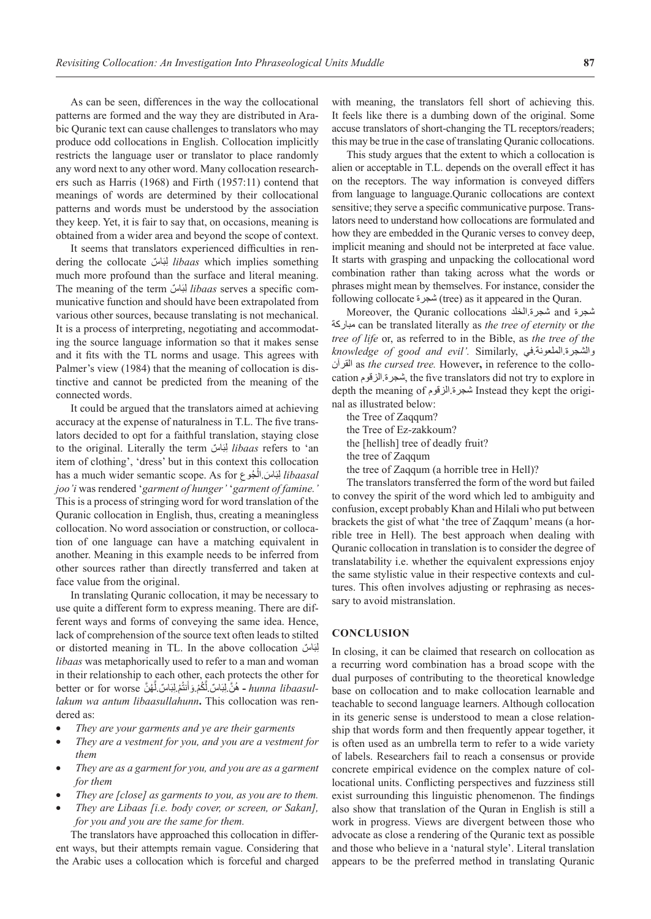As can be seen, differences in the way the collocational patterns are formed and the way they are distributed in Arabic Quranic text can cause challenges to translators who may produce odd collocations in English. Collocation implicitly restricts the language user or translator to place randomly any word next to any other word. Many collocation researchers such as Harris (1968) and Firth (1957:11) contend that meanings of words are determined by their collocational patterns and words must be understood by the association they keep. Yet, it is fair to say that, on occasions, meaning is obtained from a wider area and beyond the scope of context.

It seems that translators experienced difficulties in rendering the collocate لِبَاسٌ *libaas* which implies something much more profound than the surface and literal meaning. The meaning of the term لِبَاسٌ *libaas* serves a specific communicative function and should have been extrapolated from various other sources, because translating is not mechanical. It is a process of interpreting, negotiating and accommodating the source language information so that it makes sense and it fits with the TL norms and usage. This agrees with Palmer's view (1984) that the meaning of collocation is distinctive and cannot be predicted from the meaning of the connected words.

It could be argued that the translators aimed at achieving accuracy at the expense of naturalness in T.L. The five translators decided to opt for a faithful translation, staying close to the original. Literally the term لِبَاسٌ *libaas* refers to 'an item of clothing', 'dress' but in this context this collocation has a much wider semantic scope. As for لِبَاسَ.الْجُوعِ *libaasal joo'i* was rendered '*garment of hunger'* '*garment of famine.'* This is a process of stringing word for word translation of the Quranic collocation in English, thus, creating a meaningless collocation. No word association or construction, or collocation of one language can have a matching equivalent in another. Meaning in this example needs to be inferred from other sources rather than directly transferred and taken at face value from the original.

In translating Quranic collocation, it may be necessary to use quite a different form to express meaning. There are different ways and forms of conveying the same idea. Hence, lack of comprehension of the source text often leads to stilted or distorted meaning in TL. In the above collocation لِبَاسٌ *libaas* was metaphorically used to refer to a man and woman in their relationship to each other, each protects the other for better or for worse هُنَّ.لِبَاسٌ.لَّكُمْ.وَأَنتُمْ.لِبَاسٌ.لَّهُنَّ **-** *hunna libaasul-lakum wa antum libaasullahunn***.** This collocation was rendered as:

- *They are your garments and ye are their garments*
- *They are a vestment for you, and you are a vestment for them*
- *They are as a garment for you, and you are as a garment for them*
- *They are [close] as garments to you, as you are to them.*
- *They are Libaas [i.e. body cover, or screen, or Sakan], for you and you are the same for them.*

The translators have approached this collocation in different ways, but their attempts remain vague. Considering that the Arabic uses a collocation which is forceful and charged with meaning, the translators fell short of achieving this. It feels like there is a dumbing down of the original. Some accuse translators of short-changing the TL receptors/readers; this may be true in the case of translating Quranic collocations.

This study argues that the extent to which a collocation is alien or acceptable in T.L. depends on the overall effect it has on the receptors. The way information is conveyed differs from language to language.Quranic collocations are context sensitive; they serve a specific communicative purpose. Translators need to understand how collocations are formulated and how they are embedded in the Quranic verses to convey deep, implicit meaning and should not be interpreted at face value. It starts with grasping and unpacking the collocational word combination rather than taking across what the words or phrases might mean by themselves. For instance, consider the following collocate شجرة (tree) as it appeared in the Quran.

Moreover, the Quranic collocations شجرة.الخلد and شجرة مباركة can be translated literally as *the tree of eternity* or *the tree of life* or, as referred to in the Bible, as *the tree of the knowledge of good and evil'.* Similarly, والشجرة.الملعونة.في القرآن as *the cursed tree.* However**,** in reference to the collocation شجرة.الزقوم, the five translators did not try to explore in depth the meaning of شجرة.الزقوم Instead they kept the original as illustrated below:

the Tree of Zaqqum?
the Tree of Ez-zakkoum?
the [hellish] tree of deadly fruit?
the tree of Zaqqum
the tree of Zaqqum (a horrible tree in Hell)?

The translators transferred the form of the word but failed to convey the spirit of the word which led to ambiguity and confusion, except probably Khan and Hilali who put between brackets the gist of what 'the tree of Zaqqum' means (a horrible tree in Hell). The best approach when dealing with Quranic collocation in translation is to consider the degree of translatability i.e. whether the equivalent expressions enjoy the same stylistic value in their respective contexts and cultures. This often involves adjusting or rephrasing as necessary to avoid mistranslation.

## CONCLUSION

In closing, it can be claimed that research on collocation as a recurring word combination has a broad scope with the dual purposes of contributing to the theoretical knowledge base on collocation and to make collocation learnable and teachable to second language learners. Although collocation in its generic sense is understood to mean a close relationship that words form and then frequently appear together, it is often used as an umbrella term to refer to a wide variety of labels. Researchers fail to reach a consensus or provide concrete empirical evidence on the complex nature of collocational units. Conflicting perspectives and fuzziness still exist surrounding this linguistic phenomenon. The findings also show that translation of the Quran in English is still a work in progress. Views are divergent between those who advocate as close a rendering of the Quranic text as possible and those who believe in a 'natural style'. Literal translation appears to be the preferred method in translating Quranic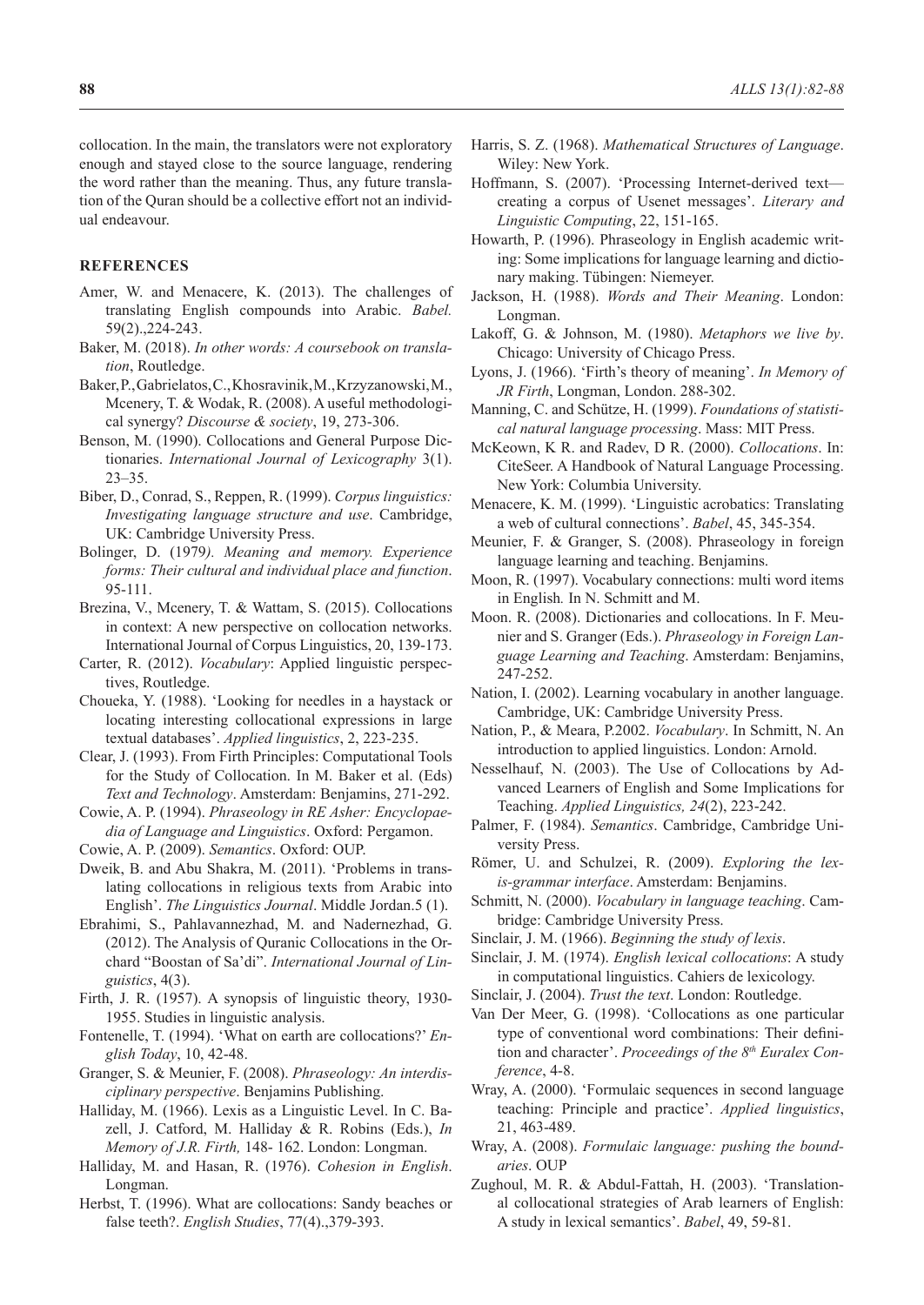collocation. In the main, the translators were not exploratory enough and stayed close to the source language, rendering the word rather than the meaning. Thus, any future translation of the Quran should be a collective effort not an individual endeavour.

## REFERENCES

Amer, W. and Menacere, K. (2013). The challenges of translating English compounds into Arabic. *Babel.* 59(2).,224-243.

Baker, M. (2018). *In other words: A coursebook on translation*, Routledge.

Baker, P., Gabrielatos, C., Khosravinik, M., Krzyzanowski, M., Mcenery, T. & Wodak, R. (2008). A useful methodological synergy? *Discourse & society*, 19, 273-306.

Benson, M. (1990). Collocations and General Purpose Dictionaries. *International Journal of Lexicography* 3(1). 23–35.

Biber, D., Conrad, S., Reppen, R. (1999). *Corpus linguistics: Investigating language structure and use*. Cambridge, UK: Cambridge University Press.

Bolinger, D. (1979*). Meaning and memory. Experience forms: Their cultural and individual place and function*. 95-111.

Brezina, V., Mcenery, T. & Wattam, S. (2015). Collocations in context: A new perspective on collocation networks. International Journal of Corpus Linguistics, 20, 139-173.

Carter, R. (2012). *Vocabulary*: Applied linguistic perspectives, Routledge.

Choueka, Y. (1988). 'Looking for needles in a haystack or locating interesting collocational expressions in large textual databases'. *Applied linguistics*, 2, 223-235.

Clear, J. (1993). From Firth Principles: Computational Tools for the Study of Collocation. In M. Baker et al. (Eds) *Text and Technology*. Amsterdam: Benjamins, 271-292.

Cowie, A. P. (1994). *Phraseology in RE Asher: Encyclopaedia of Language and Linguistics*. Oxford: Pergamon.

Cowie, A. P. (2009). *Semantics*. Oxford: OUP.

Dweik, B. and Abu Shakra, M. (2011). 'Problems in translating collocations in religious texts from Arabic into English'. *The Linguistics Journal*. Middle Jordan.5 (1).

Ebrahimi, S., Pahlavannezhad, M. and Nadernezhad, G. (2012). The Analysis of Quranic Collocations in the Orchard "Boostan of Sa'di". *International Journal of Linguistics*, 4(3).

Firth, J. R. (1957). A synopsis of linguistic theory, 1930-1955. Studies in linguistic analysis.

Fontenelle, T. (1994). 'What on earth are collocations?' *English Today*, 10, 42-48.

Granger, S. & Meunier, F. (2008). *Phraseology: An interdisciplinary perspective*. Benjamins Publishing.

Halliday, M. (1966). Lexis as a Linguistic Level. In C. Bazell, J. Catford, M. Halliday & R. Robins (Eds.), *In Memory of J.R. Firth,* 148- 162. London: Longman.

Halliday, M. and Hasan, R. (1976). *Cohesion in English*. Longman.

Herbst, T. (1996). What are collocations: Sandy beaches or false teeth?. *English Studies*, 77(4).,379-393.

Harris, S. Z. (1968). *Mathematical Structures of Language*. Wiley: New York.

Hoffmann, S. (2007). 'Processing Internet-derived text—creating a corpus of Usenet messages'. *Literary and Linguistic Computing*, 22, 151-165.

Howarth, P. (1996). Phraseology in English academic writing: Some implications for language learning and dictionary making. Tübingen: Niemeyer.

Jackson, H. (1988). *Words and Their Meaning*. London: Longman.

Lakoff, G. & Johnson, M. (1980). *Metaphors we live by*. Chicago: University of Chicago Press.

Lyons, J. (1966). 'Firth's theory of meaning'. *In Memory of JR Firth*, Longman, London. 288-302.

Manning, C. and Schütze, H. (1999). *Foundations of statistical natural language processing*. Mass: MIT Press.

McKeown, K R. and Radev, D R. (2000). *Collocations*. In: CiteSeer. A Handbook of Natural Language Processing. New York: Columbia University.

Menacere, K. M. (1999). 'Linguistic acrobatics: Translating a web of cultural connections'. *Babel*, 45, 345-354.

Meunier, F. & Granger, S. (2008). Phraseology in foreign language learning and teaching. Benjamins.

Moon, R. (1997). Vocabulary connections: multi word items in English*.* In N. Schmitt and M.

Moon. R. (2008). Dictionaries and collocations. In F. Meunier and S. Granger (Eds.). *Phraseology in Foreign Language Learning and Teaching*. Amsterdam: Benjamins, 247-252.

Nation, I. (2002). Learning vocabulary in another language. Cambridge, UK: Cambridge University Press.

Nation, P., & Meara, P.2002. *Vocabulary*. In Schmitt, N. An introduction to applied linguistics. London: Arnold.

Nesselhauf, N. (2003). The Use of Collocations by Advanced Learners of English and Some Implications for Teaching. *Applied Linguistics, 24*(2), 223-242.

Palmer, F. (1984). *Semantics*. Cambridge, Cambridge University Press.

Römer, U. and Schulzei, R. (2009). *Exploring the lexis-grammar interface*. Amsterdam: Benjamins.

Schmitt, N. (2000). *Vocabulary in language teaching*. Cambridge: Cambridge University Press.

Sinclair, J. M. (1966). *Beginning the study of lexis*.

Sinclair, J. M. (1974). *English lexical collocations*: A study in computational linguistics. Cahiers de lexicology.

Sinclair, J. (2004). *Trust the text*. London: Routledge.

Van Der Meer, G. (1998). 'Collocations as one particular type of conventional word combinations: Their definition and character'. *Proceedings of the 8th Euralex Conference*, 4-8.

Wray, A. (2000). 'Formulaic sequences in second language teaching: Principle and practice'. *Applied linguistics*, 21, 463-489.

Wray, A. (2008). *Formulaic language: pushing the boundaries*. OUP

Zughoul, M. R. & Abdul-Fattah, H. (2003). 'Translational collocational strategies of Arab learners of English: A study in lexical semantics'. *Babel*, 49, 59-81.